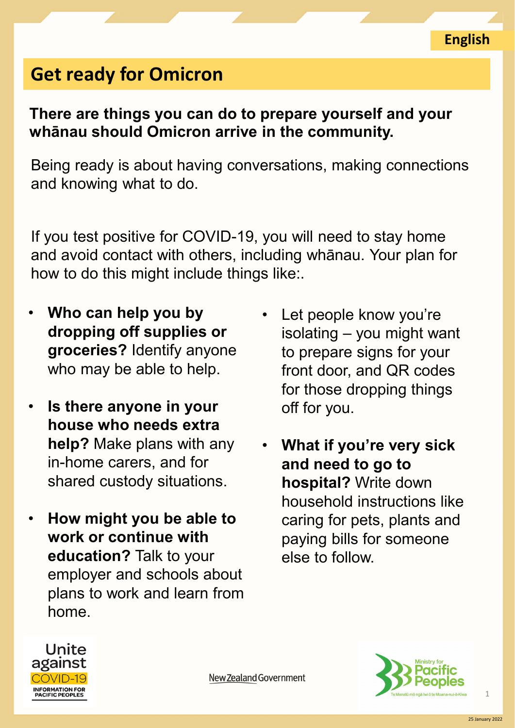English

# Get ready for Omicron

**There are things you can do to prepare yourself and your whānau should Omicron arrive in the community.**

Being ready is about having conversations, making connections and knowing what to do.

If you test positive for COVID-19, you will need to stay home and avoid contact with others, including whānau. Your plan for how to do this might include things like:.

- **Who can help you by dropping off supplies or groceries?** Identify anyone who may be able to help.
- **Is there anyone in your house who needs extra help?** Make plans with any in-home carers, and for shared custody situations.
- **How might you be able to work or continue with education?** Talk to your employer and schools about plans to work and learn from home.
- Let people know you're isolating – you might want to prepare signs for your front door, and QR codes for those dropping things off for you.
- **What if you're very sick and need to go to hospital?** Write down household instructions like caring for pets, plants and paying bills for someone else to follow.

Unite against COVID-19
INFORMATION FOR PACIFIC PEOPLES

New Zealand Government

Ministry for Pacific Peoples
Te Manatū mō ngā Iwi ō te Moana-nui-ā-Kiwa

25 January 2022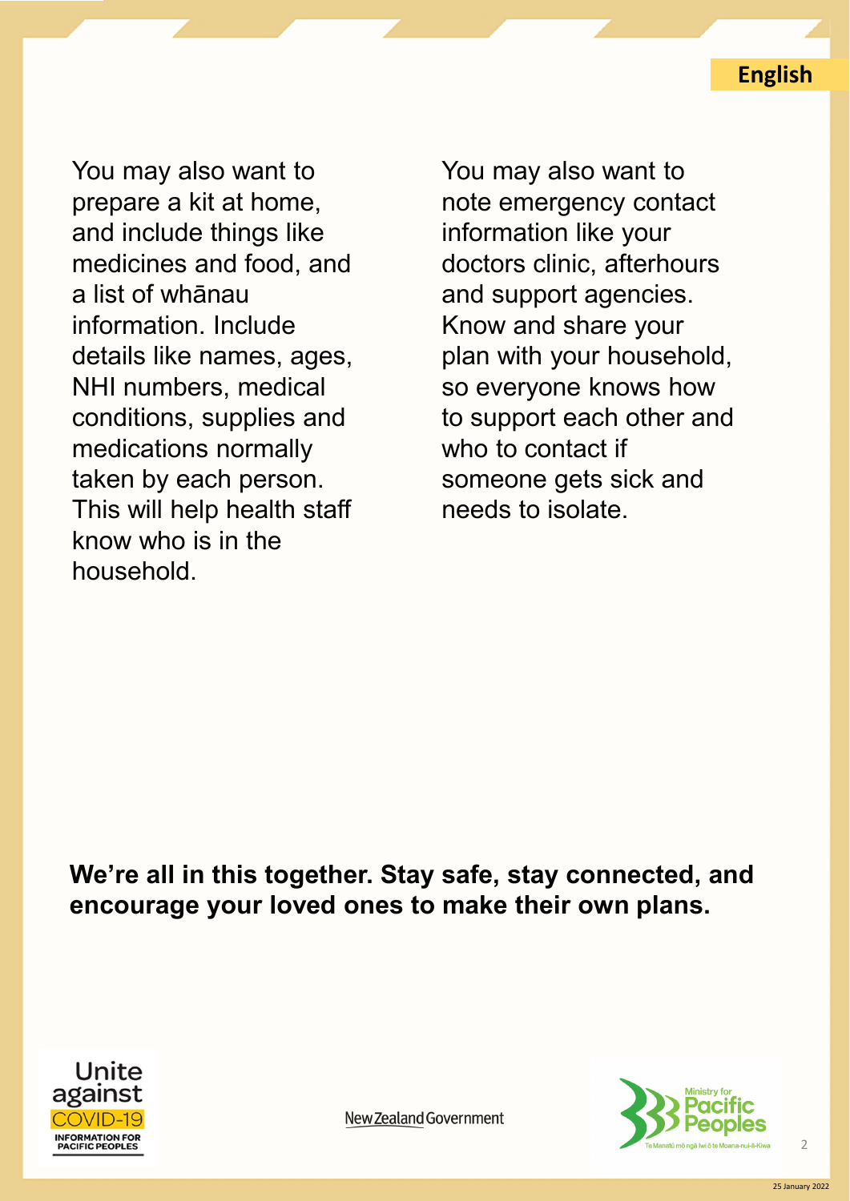English

You may also want to prepare a kit at home, and include things like medicines and food, and a list of whānau information. Include details like names, ages, NHI numbers, medical conditions, supplies and medications normally taken by each person. This will help health staff know who is in the household.

You may also want to note emergency contact information like your doctors clinic, afterhours and support agencies. Know and share your plan with your household, so everyone knows how to support each other and who to contact if someone gets sick and needs to isolate.

**We're all in this together. Stay safe, stay connected, and encourage your loved ones to make their own plans.**

Unite against COVID-19
INFORMATION FOR PACIFIC PEOPLES

New Zealand Government

Ministry for Pacific Peoples
Te Manatū mō ngā Iwi ō te Moana-nui-ā-Kiwa

25 January 2022